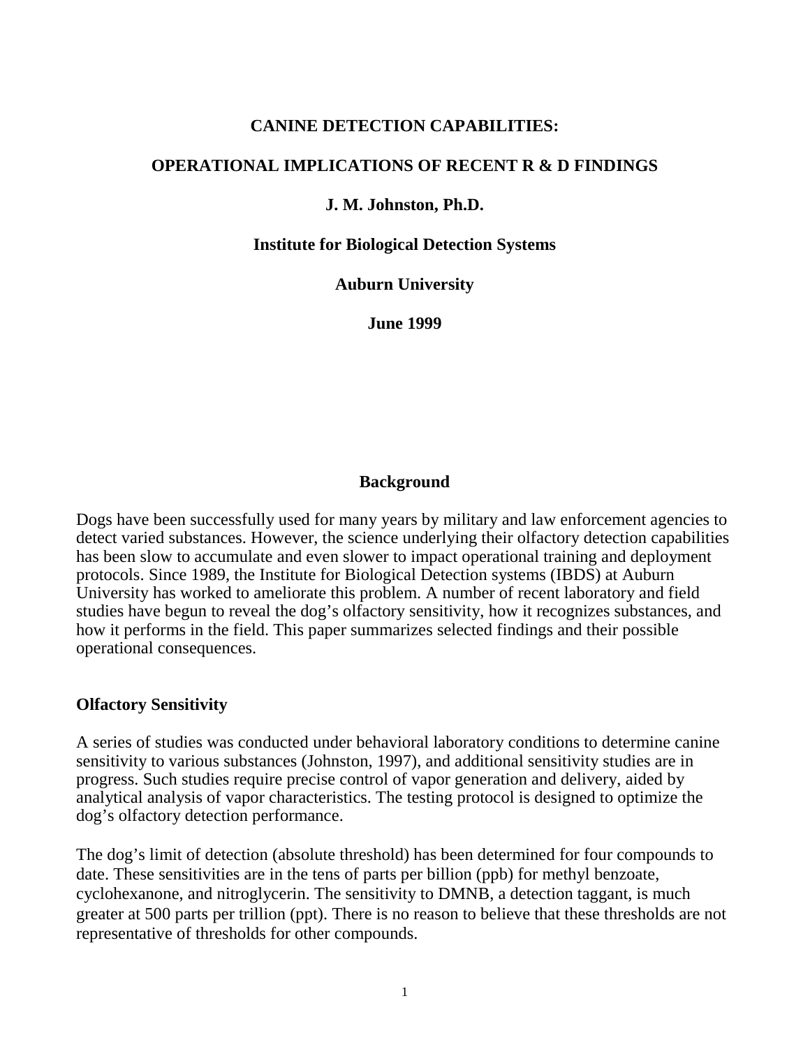# CANINE DETECTION CAPABILITIES:

# OPERATIONAL IMPLICATIONS OF RECENT R & D FINDINGS

**J. M. Johnston, Ph.D.**

**Institute for Biological Detection Systems**

**Auburn University**

**June 1999**

## Background

Dogs have been successfully used for many years by military and law enforcement agencies to detect varied substances. However, the science underlying their olfactory detection capabilities has been slow to accumulate and even slower to impact operational training and deployment protocols. Since 1989, the Institute for Biological Detection systems (IBDS) at Auburn University has worked to ameliorate this problem. A number of recent laboratory and field studies have begun to reveal the dog's olfactory sensitivity, how it recognizes substances, and how it performs in the field. This paper summarizes selected findings and their possible operational consequences.

## Olfactory Sensitivity

A series of studies was conducted under behavioral laboratory conditions to determine canine sensitivity to various substances (Johnston, 1997), and additional sensitivity studies are in progress. Such studies require precise control of vapor generation and delivery, aided by analytical analysis of vapor characteristics. The testing protocol is designed to optimize the dog's olfactory detection performance.

The dog's limit of detection (absolute threshold) has been determined for four compounds to date. These sensitivities are in the tens of parts per billion (ppb) for methyl benzoate, cyclohexanone, and nitroglycerin. The sensitivity to DMNB, a detection taggant, is much greater at 500 parts per trillion (ppt). There is no reason to believe that these thresholds are not representative of thresholds for other compounds.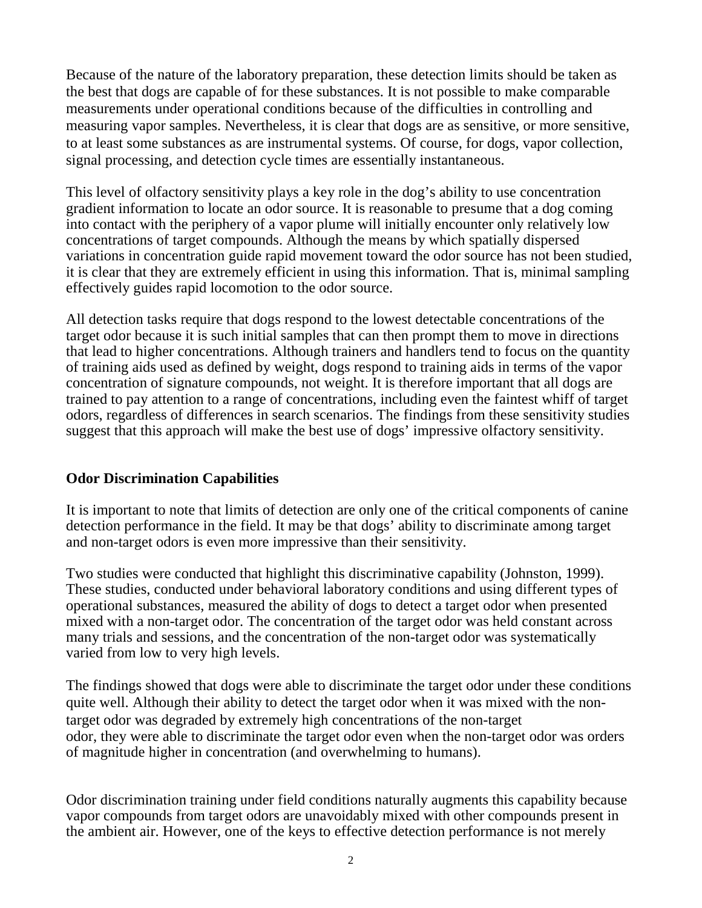Because of the nature of the laboratory preparation, these detection limits should be taken as the best that dogs are capable of for these substances. It is not possible to make comparable measurements under operational conditions because of the difficulties in controlling and measuring vapor samples. Nevertheless, it is clear that dogs are as sensitive, or more sensitive, to at least some substances as are instrumental systems. Of course, for dogs, vapor collection, signal processing, and detection cycle times are essentially instantaneous.

This level of olfactory sensitivity plays a key role in the dog's ability to use concentration gradient information to locate an odor source. It is reasonable to presume that a dog coming into contact with the periphery of a vapor plume will initially encounter only relatively low concentrations of target compounds. Although the means by which spatially dispersed variations in concentration guide rapid movement toward the odor source has not been studied, it is clear that they are extremely efficient in using this information. That is, minimal sampling effectively guides rapid locomotion to the odor source.

All detection tasks require that dogs respond to the lowest detectable concentrations of the target odor because it is such initial samples that can then prompt them to move in directions that lead to higher concentrations. Although trainers and handlers tend to focus on the quantity of training aids used as defined by weight, dogs respond to training aids in terms of the vapor concentration of signature compounds, not weight. It is therefore important that all dogs are trained to pay attention to a range of concentrations, including even the faintest whiff of target odors, regardless of differences in search scenarios. The findings from these sensitivity studies suggest that this approach will make the best use of dogs' impressive olfactory sensitivity.

**Odor Discrimination Capabilities**

It is important to note that limits of detection are only one of the critical components of canine detection performance in the field. It may be that dogs' ability to discriminate among target and non-target odors is even more impressive than their sensitivity.

Two studies were conducted that highlight this discriminative capability (Johnston, 1999). These studies, conducted under behavioral laboratory conditions and using different types of operational substances, measured the ability of dogs to detect a target odor when presented mixed with a non-target odor. The concentration of the target odor was held constant across many trials and sessions, and the concentration of the non-target odor was systematically varied from low to very high levels.

The findings showed that dogs were able to discriminate the target odor under these conditions quite well. Although their ability to detect the target odor when it was mixed with the non-target odor was degraded by extremely high concentrations of the non-target odor, they were able to discriminate the target odor even when the non-target odor was orders of magnitude higher in concentration (and overwhelming to humans).

Odor discrimination training under field conditions naturally augments this capability because vapor compounds from target odors are unavoidably mixed with other compounds present in the ambient air. However, one of the keys to effective detection performance is not merely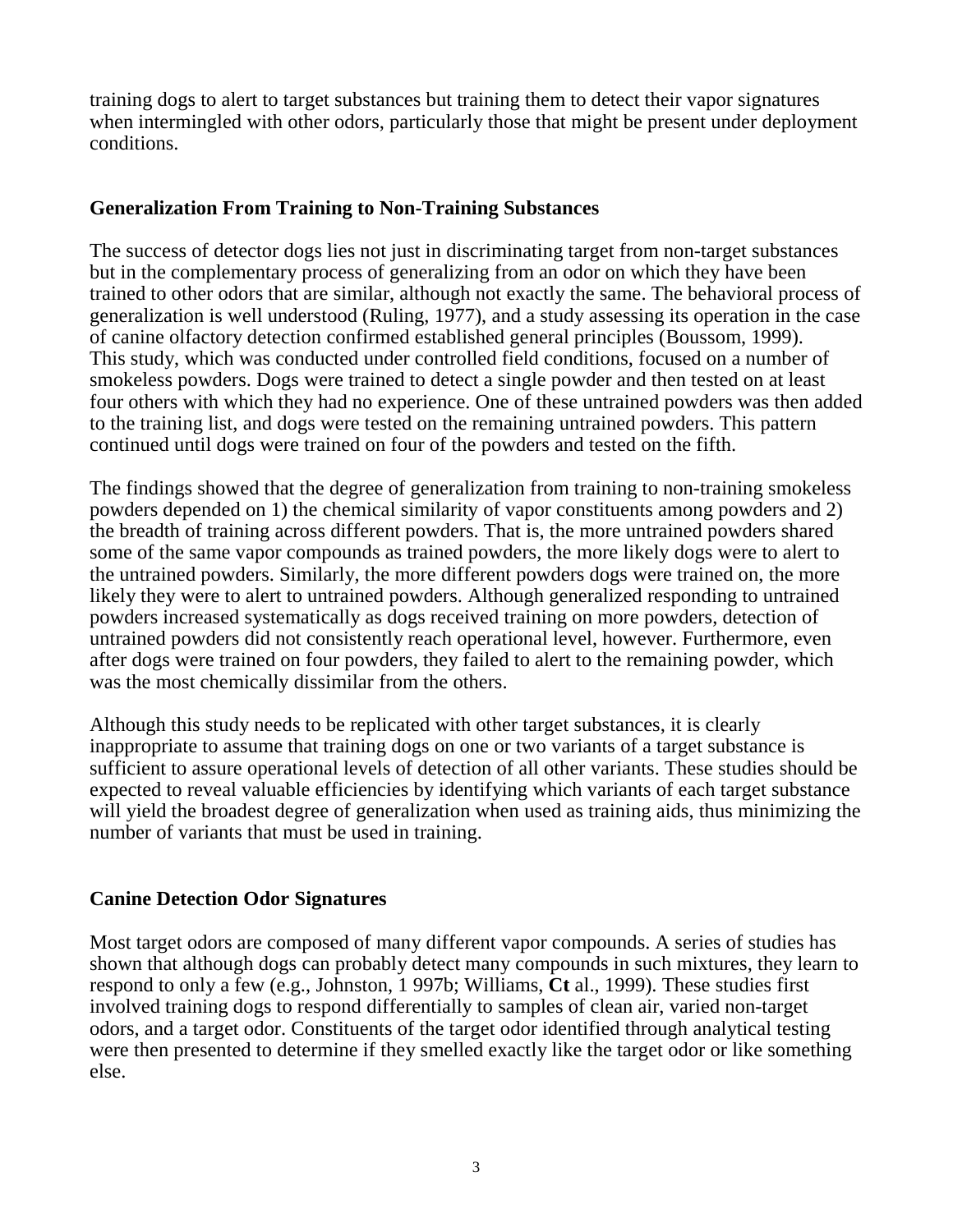training dogs to alert to target substances but training them to detect their vapor signatures when intermingled with other odors, particularly those that might be present under deployment conditions.

**Generalization From Training to Non-Training Substances**

The success of detector dogs lies not just in discriminating target from non-target substances but in the complementary process of generalizing from an odor on which they have been trained to other odors that are similar, although not exactly the same. The behavioral process of generalization is well understood (Ruling, 1977), and a study assessing its operation in the case of canine olfactory detection confirmed established general principles (Boussom, 1999). This study, which was conducted under controlled field conditions, focused on a number of smokeless powders. Dogs were trained to detect a single powder and then tested on at least four others with which they had no experience. One of these untrained powders was then added to the training list, and dogs were tested on the remaining untrained powders. This pattern continued until dogs were trained on four of the powders and tested on the fifth.

The findings showed that the degree of generalization from training to non-training smokeless powders depended on 1) the chemical similarity of vapor constituents among powders and 2) the breadth of training across different powders. That is, the more untrained powders shared some of the same vapor compounds as trained powders, the more likely dogs were to alert to the untrained powders. Similarly, the more different powders dogs were trained on, the more likely they were to alert to untrained powders. Although generalized responding to untrained powders increased systematically as dogs received training on more powders, detection of untrained powders did not consistently reach operational level, however. Furthermore, even after dogs were trained on four powders, they failed to alert to the remaining powder, which was the most chemically dissimilar from the others.

Although this study needs to be replicated with other target substances, it is clearly inappropriate to assume that training dogs on one or two variants of a target substance is sufficient to assure operational levels of detection of all other variants. These studies should be expected to reveal valuable efficiencies by identifying which variants of each target substance will yield the broadest degree of generalization when used as training aids, thus minimizing the number of variants that must be used in training.

**Canine Detection Odor Signatures**

Most target odors are composed of many different vapor compounds. A series of studies has shown that although dogs can probably detect many compounds in such mixtures, they learn to respond to only a few (e.g., Johnston, 1 997b; Williams, **Ct** al., 1999). These studies first involved training dogs to respond differentially to samples of clean air, varied non-target odors, and a target odor. Constituents of the target odor identified through analytical testing were then presented to determine if they smelled exactly like the target odor or like something else.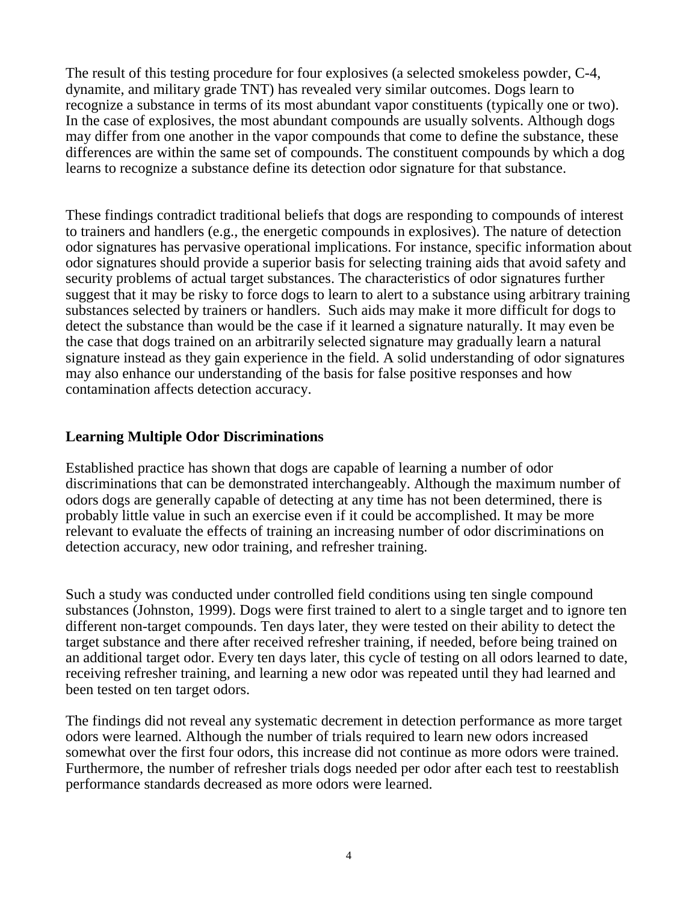The result of this testing procedure for four explosives (a selected smokeless powder, C-4, dynamite, and military grade TNT) has revealed very similar outcomes. Dogs learn to recognize a substance in terms of its most abundant vapor constituents (typically one or two). In the case of explosives, the most abundant compounds are usually solvents. Although dogs may differ from one another in the vapor compounds that come to define the substance, these differences are within the same set of compounds. The constituent compounds by which a dog learns to recognize a substance define its detection odor signature for that substance.

These findings contradict traditional beliefs that dogs are responding to compounds of interest to trainers and handlers (e.g., the energetic compounds in explosives). The nature of detection odor signatures has pervasive operational implications. For instance, specific information about odor signatures should provide a superior basis for selecting training aids that avoid safety and security problems of actual target substances. The characteristics of odor signatures further suggest that it may be risky to force dogs to learn to alert to a substance using arbitrary training substances selected by trainers or handlers. Such aids may make it more difficult for dogs to detect the substance than would be the case if it learned a signature naturally. It may even be the case that dogs trained on an arbitrarily selected signature may gradually learn a natural signature instead as they gain experience in the field. A solid understanding of odor signatures may also enhance our understanding of the basis for false positive responses and how contamination affects detection accuracy.

## Learning Multiple Odor Discriminations

Established practice has shown that dogs are capable of learning a number of odor discriminations that can be demonstrated interchangeably. Although the maximum number of odors dogs are generally capable of detecting at any time has not been determined, there is probably little value in such an exercise even if it could be accomplished. It may be more relevant to evaluate the effects of training an increasing number of odor discriminations on detection accuracy, new odor training, and refresher training.

Such a study was conducted under controlled field conditions using ten single compound substances (Johnston, 1999). Dogs were first trained to alert to a single target and to ignore ten different non-target compounds. Ten days later, they were tested on their ability to detect the target substance and there after received refresher training, if needed, before being trained on an additional target odor. Every ten days later, this cycle of testing on all odors learned to date, receiving refresher training, and learning a new odor was repeated until they had learned and been tested on ten target odors.

The findings did not reveal any systematic decrement in detection performance as more target odors were learned. Although the number of trials required to learn new odors increased somewhat over the first four odors, this increase did not continue as more odors were trained. Furthermore, the number of refresher trials dogs needed per odor after each test to reestablish performance standards decreased as more odors were learned.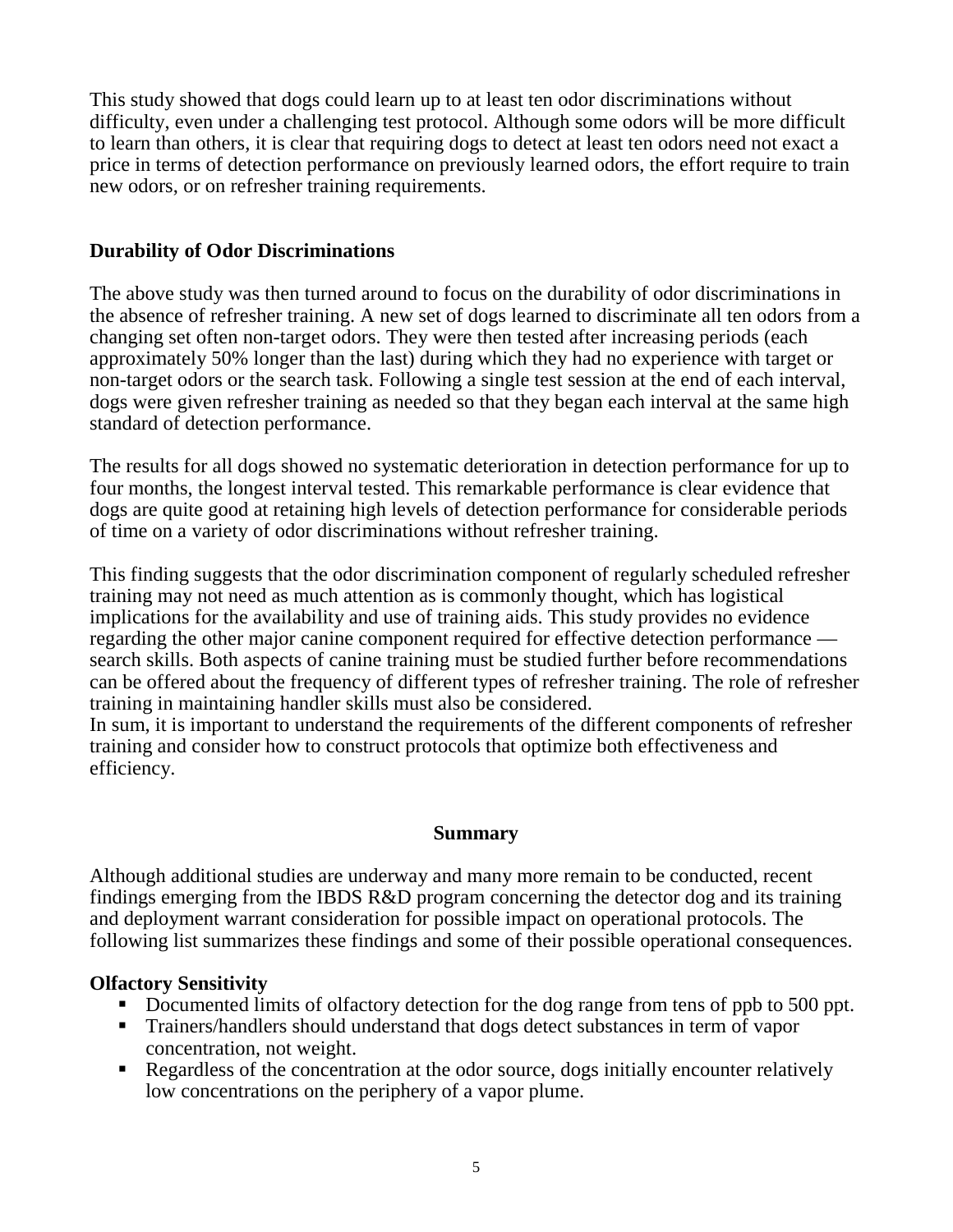This study showed that dogs could learn up to at least ten odor discriminations without difficulty, even under a challenging test protocol. Although some odors will be more difficult to learn than others, it is clear that requiring dogs to detect at least ten odors need not exact a price in terms of detection performance on previously learned odors, the effort require to train new odors, or on refresher training requirements.

### Durability of Odor Discriminations

The above study was then turned around to focus on the durability of odor discriminations in the absence of refresher training. A new set of dogs learned to discriminate all ten odors from a changing set often non-target odors. They were then tested after increasing periods (each approximately 50% longer than the last) during which they had no experience with target or non-target odors or the search task. Following a single test session at the end of each interval, dogs were given refresher training as needed so that they began each interval at the same high standard of detection performance.

The results for all dogs showed no systematic deterioration in detection performance for up to four months, the longest interval tested. This remarkable performance is clear evidence that dogs are quite good at retaining high levels of detection performance for considerable periods of time on a variety of odor discriminations without refresher training.

This finding suggests that the odor discrimination component of regularly scheduled refresher training may not need as much attention as is commonly thought, which has logistical implications for the availability and use of training aids. This study provides no evidence regarding the other major canine component required for effective detection performance — search skills. Both aspects of canine training must be studied further before recommendations can be offered about the frequency of different types of refresher training. The role of refresher training in maintaining handler skills must also be considered.

In sum, it is important to understand the requirements of the different components of refresher training and consider how to construct protocols that optimize both effectiveness and efficiency.

## Summary

Although additional studies are underway and many more remain to be conducted, recent findings emerging from the IBDS R&D program concerning the detector dog and its training and deployment warrant consideration for possible impact on operational protocols. The following list summarizes these findings and some of their possible operational consequences.

### Olfactory Sensitivity

- Documented limits of olfactory detection for the dog range from tens of ppb to 500 ppt.
- Trainers/handlers should understand that dogs detect substances in term of vapor concentration, not weight.
- Regardless of the concentration at the odor source, dogs initially encounter relatively low concentrations on the periphery of a vapor plume.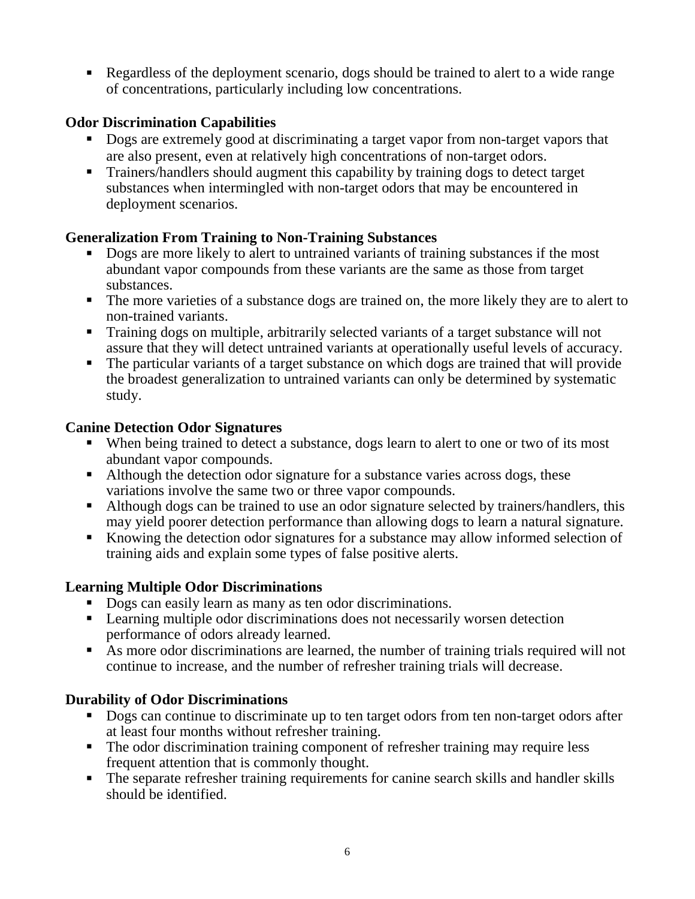- Regardless of the deployment scenario, dogs should be trained to alert to a wide range of concentrations, particularly including low concentrations.

**Odor Discrimination Capabilities**

- Dogs are extremely good at discriminating a target vapor from non-target vapors that are also present, even at relatively high concentrations of non-target odors.
- Trainers/handlers should augment this capability by training dogs to detect target substances when intermingled with non-target odors that may be encountered in deployment scenarios.

**Generalization From Training to Non-Training Substances**

- Dogs are more likely to alert to untrained variants of training substances if the most abundant vapor compounds from these variants are the same as those from target substances.
- The more varieties of a substance dogs are trained on, the more likely they are to alert to non-trained variants.
- Training dogs on multiple, arbitrarily selected variants of a target substance will not assure that they will detect untrained variants at operationally useful levels of accuracy.
- The particular variants of a target substance on which dogs are trained that will provide the broadest generalization to untrained variants can only be determined by systematic study.

**Canine Detection Odor Signatures**

- When being trained to detect a substance, dogs learn to alert to one or two of its most abundant vapor compounds.
- Although the detection odor signature for a substance varies across dogs, these variations involve the same two or three vapor compounds.
- Although dogs can be trained to use an odor signature selected by trainers/handlers, this may yield poorer detection performance than allowing dogs to learn a natural signature.
- Knowing the detection odor signatures for a substance may allow informed selection of training aids and explain some types of false positive alerts.

**Learning Multiple Odor Discriminations**

- Dogs can easily learn as many as ten odor discriminations.
- Learning multiple odor discriminations does not necessarily worsen detection performance of odors already learned.
- As more odor discriminations are learned, the number of training trials required will not continue to increase, and the number of refresher training trials will decrease.

**Durability of Odor Discriminations**

- Dogs can continue to discriminate up to ten target odors from ten non-target odors after at least four months without refresher training.
- The odor discrimination training component of refresher training may require less frequent attention that is commonly thought.
- The separate refresher training requirements for canine search skills and handler skills should be identified.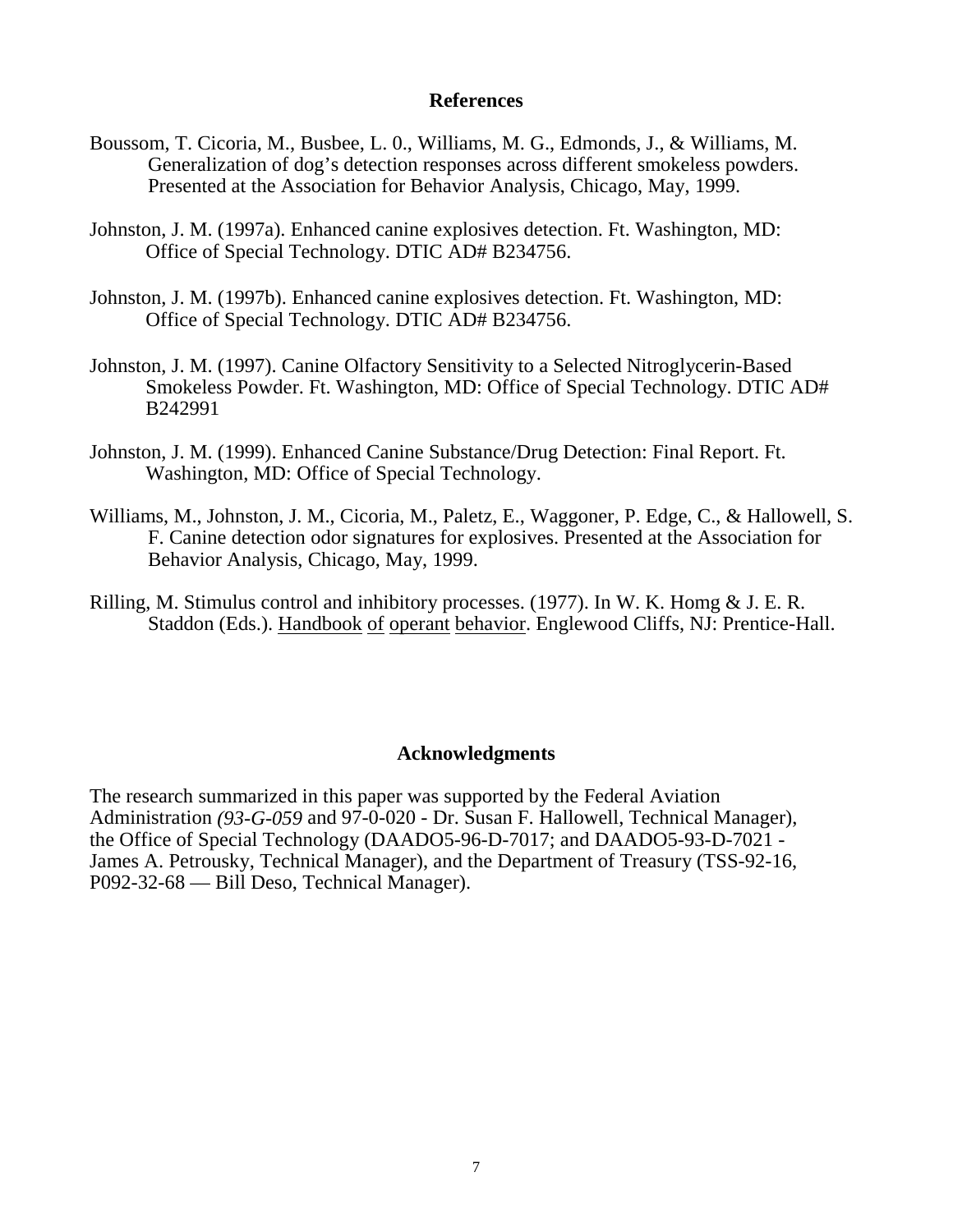## References

Boussom, T. Cicoria, M., Busbee, L. 0., Williams, M. G., Edmonds, J., & Williams, M. Generalization of dog's detection responses across different smokeless powders. Presented at the Association for Behavior Analysis, Chicago, May, 1999.

Johnston, J. M. (1997a). Enhanced canine explosives detection. Ft. Washington, MD: Office of Special Technology. DTIC AD# B234756.

Johnston, J. M. (1997b). Enhanced canine explosives detection. Ft. Washington, MD: Office of Special Technology. DTIC AD# B234756.

Johnston, J. M. (1997). Canine Olfactory Sensitivity to a Selected Nitroglycerin-Based Smokeless Powder. Ft. Washington, MD: Office of Special Technology. DTIC AD# B242991

Johnston, J. M. (1999). Enhanced Canine Substance/Drug Detection: Final Report. Ft. Washington, MD: Office of Special Technology.

Williams, M., Johnston, J. M., Cicoria, M., Paletz, E., Waggoner, P. Edge, C., & Hallowell, S. F. Canine detection odor signatures for explosives. Presented at the Association for Behavior Analysis, Chicago, May, 1999.

Rilling, M. Stimulus control and inhibitory processes. (1977). In W. K. Homg & J. E. R. Staddon (Eds.). Handbook of operant behavior. Englewood Cliffs, NJ: Prentice-Hall.

## Acknowledgments

The research summarized in this paper was supported by the Federal Aviation Administration *(93-G-059* and 97-0-020 - Dr. Susan F. Hallowell, Technical Manager), the Office of Special Technology (DAADO5-96-D-7017; and DAADO5-93-D-7021 - James A. Petrousky, Technical Manager), and the Department of Treasury (TSS-92-16, P092-32-68 — Bill Deso, Technical Manager).